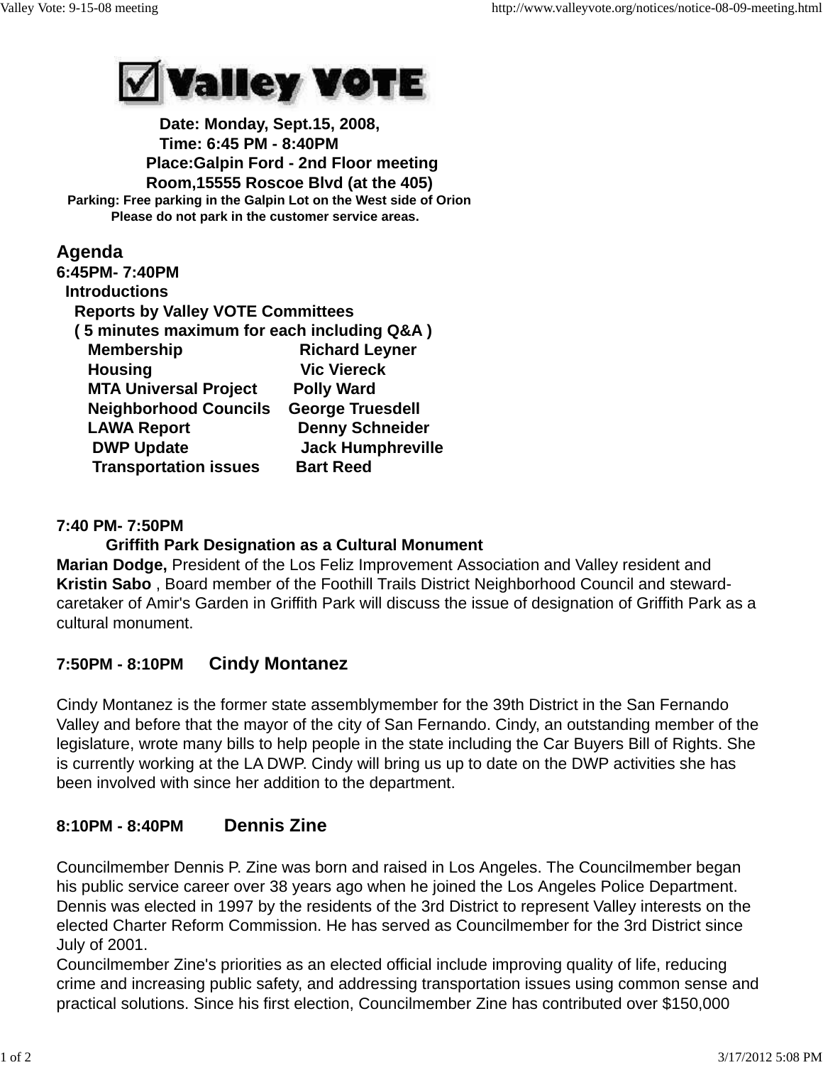# ☑ Valley VOTE

**Date: Monday, Sept.15, 2008,**
**Time: 6:45 PM - 8:40PM**
**Place:Galpin Ford - 2nd Floor meeting Room,15555 Roscoe Blvd (at the 405)**
**Parking: Free parking in the Galpin Lot on the West side of Orion**
**Please do not park in the customer service areas.**

## Agenda

**6:45PM- 7:40PM**

**Introductions**

**Reports by Valley VOTE Committees**
**( 5 minutes maximum for each including Q&A )**

| | |
|---|---|
| **Membership** | **Richard Leyner** |
| **Housing** | **Vic Viereck** |
| **MTA Universal Project** | **Polly Ward** |
| **Neighborhood Councils** | **George Truesdell** |
| **LAWA Report** | **Denny Schneider** |
| **DWP Update** | **Jack Humphreville** |
| **Transportation issues** | **Bart Reed** |

**7:40 PM- 7:50PM**

**Griffith Park Designation as a Cultural Monument**

**Marian Dodge,** President of the Los Feliz Improvement Association and Valley resident and **Kristin Sabo** , Board member of the Foothill Trails District Neighborhood Council and steward-caretaker of Amir's Garden in Griffith Park will discuss the issue of designation of Griffith Park as a cultural monument.

**7:50PM - 8:10PM** **Cindy Montanez**

Cindy Montanez is the former state assemblymember for the 39th District in the San Fernando Valley and before that the mayor of the city of San Fernando. Cindy, an outstanding member of the legislature, wrote many bills to help people in the state including the Car Buyers Bill of Rights. She is currently working at the LA DWP. Cindy will bring us up to date on the DWP activities she has been involved with since her addition to the department.

**8:10PM - 8:40PM** **Dennis Zine**

Councilmember Dennis P. Zine was born and raised in Los Angeles. The Councilmember began his public service career over 38 years ago when he joined the Los Angeles Police Department. Dennis was elected in 1997 by the residents of the 3rd District to represent Valley interests on the elected Charter Reform Commission. He has served as Councilmember for the 3rd District since July of 2001.
Councilmember Zine's priorities as an elected official include improving quality of life, reducing crime and increasing public safety, and addressing transportation issues using common sense and practical solutions. Since his first election, Councilmember Zine has contributed over $150,000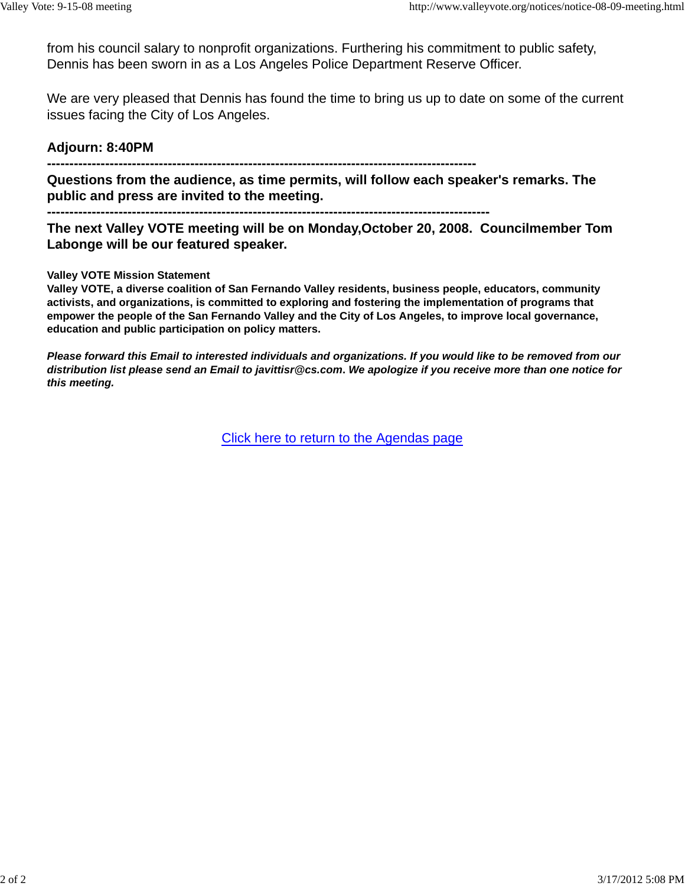from his council salary to nonprofit organizations. Furthering his commitment to public safety, Dennis has been sworn in as a Los Angeles Police Department Reserve Officer.

We are very pleased that Dennis has found the time to bring us up to date on some of the current issues facing the City of Los Angeles.

**Adjourn: 8:40PM**

---

**Questions from the audience, as time permits, will follow each speaker's remarks. The public and press are invited to the meeting.**

---

**The next Valley VOTE meeting will be on Monday,October 20, 2008. Councilmember Tom Labonge will be our featured speaker.**

**Valley VOTE Mission Statement**
**Valley VOTE, a diverse coalition of San Fernando Valley residents, business people, educators, community activists, and organizations, is committed to exploring and fostering the implementation of programs that empower the people of the San Fernando Valley and the City of Los Angeles, to improve local governance, education and public participation on policy matters.**

***Please forward this Email to interested individuals and organizations. If you would like to be removed from our distribution list please send an Email to javittisr@cs.com. We apologize if you receive more than one notice for this meeting.***

Click here to return to the Agendas page